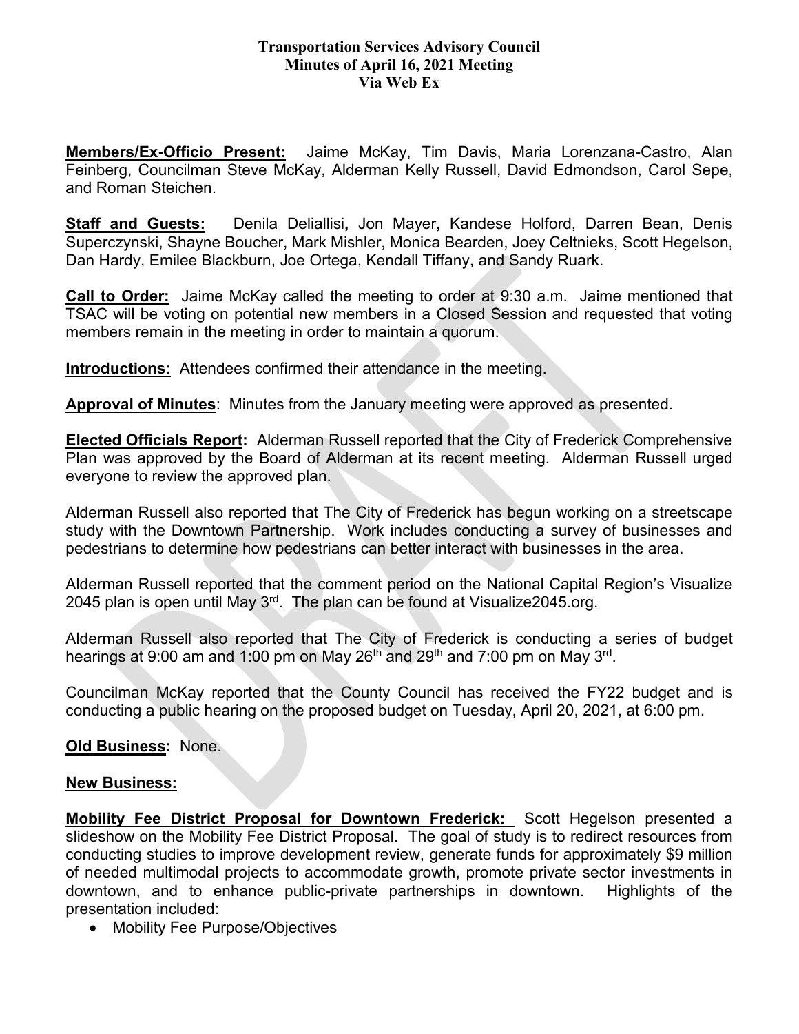# Transportation Services Advisory Council
## Minutes of April 16, 2021 Meeting
### Via Web Ex

**Members/Ex-Officio Present:** Jaime McKay, Tim Davis, Maria Lorenzana-Castro, Alan Feinberg, Councilman Steve McKay, Alderman Kelly Russell, David Edmondson, Carol Sepe, and Roman Steichen.

**Staff and Guests:** Denila Deliallisi, Jon Mayer, Kandese Holford, Darren Bean, Denis Superczynski, Shayne Boucher, Mark Mishler, Monica Bearden, Joey Celtnieks, Scott Hegelson, Dan Hardy, Emilee Blackburn, Joe Ortega, Kendall Tiffany, and Sandy Ruark.

**Call to Order:** Jaime McKay called the meeting to order at 9:30 a.m. Jaime mentioned that TSAC will be voting on potential new members in a Closed Session and requested that voting members remain in the meeting in order to maintain a quorum.

**Introductions:** Attendees confirmed their attendance in the meeting.

**Approval of Minutes**: Minutes from the January meeting were approved as presented.

**Elected Officials Report:** Alderman Russell reported that the City of Frederick Comprehensive Plan was approved by the Board of Alderman at its recent meeting. Alderman Russell urged everyone to review the approved plan.

Alderman Russell also reported that The City of Frederick has begun working on a streetscape study with the Downtown Partnership. Work includes conducting a survey of businesses and pedestrians to determine how pedestrians can better interact with businesses in the area.

Alderman Russell reported that the comment period on the National Capital Region's Visualize 2045 plan is open until May 3rd. The plan can be found at Visualize2045.org.

Alderman Russell also reported that The City of Frederick is conducting a series of budget hearings at 9:00 am and 1:00 pm on May 26th and 29th and 7:00 pm on May 3rd.

Councilman McKay reported that the County Council has received the FY22 budget and is conducting a public hearing on the proposed budget on Tuesday, April 20, 2021, at 6:00 pm.

**Old Business:** None.

**New Business:**

**Mobility Fee District Proposal for Downtown Frederick:** Scott Hegelson presented a slideshow on the Mobility Fee District Proposal. The goal of study is to redirect resources from conducting studies to improve development review, generate funds for approximately $9 million of needed multimodal projects to accommodate growth, promote private sector investments in downtown, and to enhance public-private partnerships in downtown. Highlights of the presentation included:

- Mobility Fee Purpose/Objectives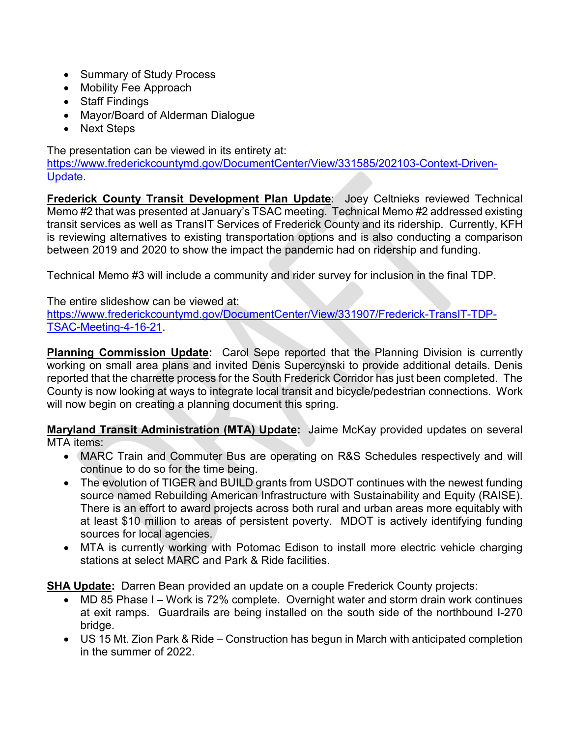- Summary of Study Process
- Mobility Fee Approach
- Staff Findings
- Mayor/Board of Alderman Dialogue
- Next Steps

The presentation can be viewed in its entirety at: https://www.frederickcountymd.gov/DocumentCenter/View/331585/202103-Context-Driven-Update.

**Frederick County Transit Development Plan Update**: Joey Celtnieks reviewed Technical Memo #2 that was presented at January's TSAC meeting. Technical Memo #2 addressed existing transit services as well as TransIT Services of Frederick County and its ridership. Currently, KFH is reviewing alternatives to existing transportation options and is also conducting a comparison between 2019 and 2020 to show the impact the pandemic had on ridership and funding.

Technical Memo #3 will include a community and rider survey for inclusion in the final TDP.

The entire slideshow can be viewed at: https://www.frederickcountymd.gov/DocumentCenter/View/331907/Frederick-TransIT-TDP-TSAC-Meeting-4-16-21.

**Planning Commission Update:** Carol Sepe reported that the Planning Division is currently working on small area plans and invited Denis Supercynski to provide additional details. Denis reported that the charrette process for the South Frederick Corridor has just been completed. The County is now looking at ways to integrate local transit and bicycle/pedestrian connections. Work will now begin on creating a planning document this spring.

**Maryland Transit Administration (MTA) Update:** Jaime McKay provided updates on several MTA items:

- MARC Train and Commuter Bus are operating on R&S Schedules respectively and will continue to do so for the time being.
- The evolution of TIGER and BUILD grants from USDOT continues with the newest funding source named Rebuilding American Infrastructure with Sustainability and Equity (RAISE). There is an effort to award projects across both rural and urban areas more equitably with at least $10 million to areas of persistent poverty. MDOT is actively identifying funding sources for local agencies.
- MTA is currently working with Potomac Edison to install more electric vehicle charging stations at select MARC and Park & Ride facilities.

**SHA Update:** Darren Bean provided an update on a couple Frederick County projects:

- MD 85 Phase I – Work is 72% complete. Overnight water and storm drain work continues at exit ramps. Guardrails are being installed on the south side of the northbound I-270 bridge.
- US 15 Mt. Zion Park & Ride – Construction has begun in March with anticipated completion in the summer of 2022.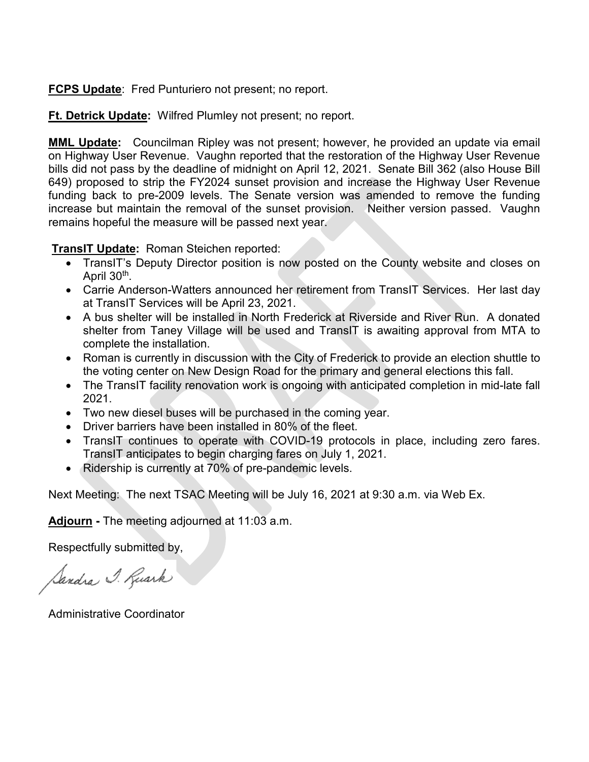**<u>FCPS Update</u>**: Fred Punturiero not present; no report.

**<u>Ft. Detrick Update:</u>** Wilfred Plumley not present; no report.

**<u>MML Update:</u>** Councilman Ripley was not present; however, he provided an update via email on Highway User Revenue. Vaughn reported that the restoration of the Highway User Revenue bills did not pass by the deadline of midnight on April 12, 2021. Senate Bill 362 (also House Bill 649) proposed to strip the FY2024 sunset provision and increase the Highway User Revenue funding back to pre-2009 levels. The Senate version was amended to remove the funding increase but maintain the removal of the sunset provision. Neither version passed. Vaughn remains hopeful the measure will be passed next year.

**<u>TransIT Update:</u>** Roman Steichen reported:

- TransIT's Deputy Director position is now posted on the County website and closes on April 30th.
- Carrie Anderson-Watters announced her retirement from TransIT Services. Her last day at TransIT Services will be April 23, 2021.
- A bus shelter will be installed in North Frederick at Riverside and River Run. A donated shelter from Taney Village will be used and TransIT is awaiting approval from MTA to complete the installation.
- Roman is currently in discussion with the City of Frederick to provide an election shuttle to the voting center on New Design Road for the primary and general elections this fall.
- The TransIT facility renovation work is ongoing with anticipated completion in mid-late fall 2021.
- Two new diesel buses will be purchased in the coming year.
- Driver barriers have been installed in 80% of the fleet.
- TransIT continues to operate with COVID-19 protocols in place, including zero fares. TransIT anticipates to begin charging fares on July 1, 2021.
- Ridership is currently at 70% of pre-pandemic levels.

Next Meeting: The next TSAC Meeting will be July 16, 2021 at 9:30 a.m. via Web Ex.

**<u>Adjourn</u> -** The meeting adjourned at 11:03 a.m.

Respectfully submitted by,

Sandra I. Ruark

Administrative Coordinator